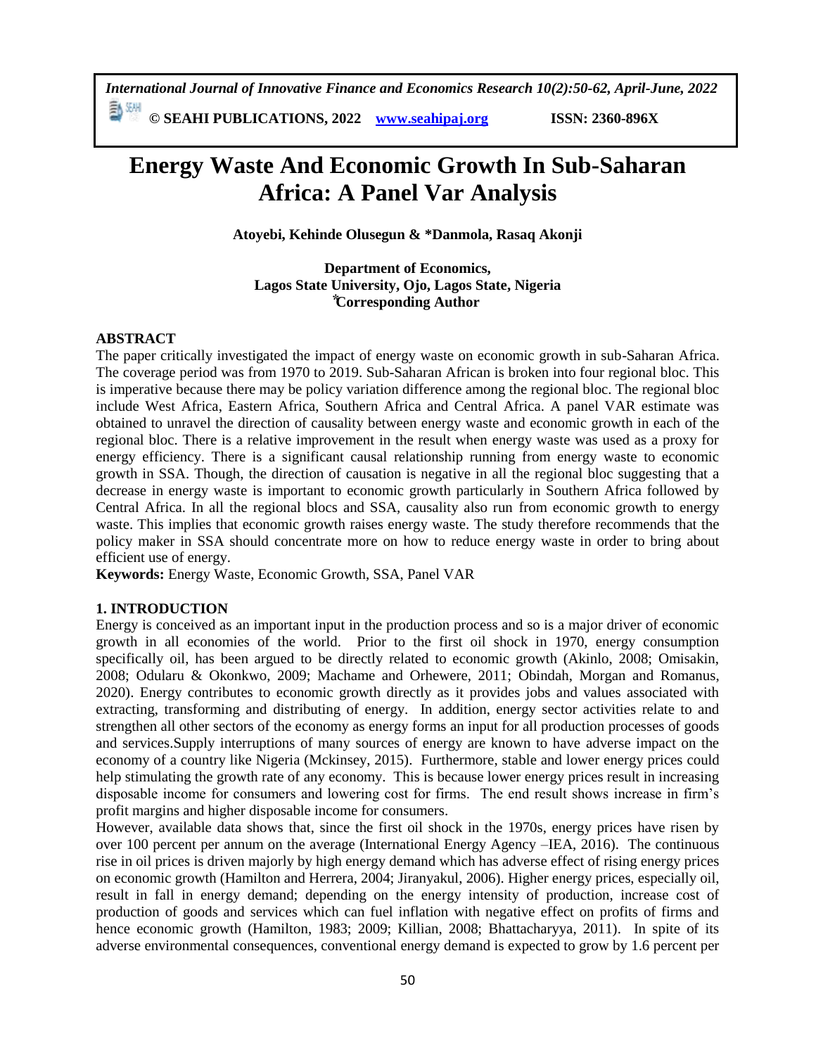# Energy Waste And Economic Growth In Sub-Saharan Africa: A Panel Var Analysis

**Atoyebi, Kehinde Olusegun & \*Danmola, Rasaq Akonji**

**Department of Economics,**
**Lagos State University, Ojo, Lagos State, Nigeria**
**\*Corresponding Author**

## ABSTRACT

The paper critically investigated the impact of energy waste on economic growth in sub-Saharan Africa. The coverage period was from 1970 to 2019. Sub-Saharan African is broken into four regional bloc. This is imperative because there may be policy variation difference among the regional bloc. The regional bloc include West Africa, Eastern Africa, Southern Africa and Central Africa. A panel VAR estimate was obtained to unravel the direction of causality between energy waste and economic growth in each of the regional bloc. There is a relative improvement in the result when energy waste was used as a proxy for energy efficiency. There is a significant causal relationship running from energy waste to economic growth in SSA. Though, the direction of causation is negative in all the regional bloc suggesting that a decrease in energy waste is important to economic growth particularly in Southern Africa followed by Central Africa. In all the regional blocs and SSA, causality also run from economic growth to energy waste. This implies that economic growth raises energy waste. The study therefore recommends that the policy maker in SSA should concentrate more on how to reduce energy waste in order to bring about efficient use of energy.

**Keywords:** Energy Waste, Economic Growth, SSA, Panel VAR

## 1. INTRODUCTION

Energy is conceived as an important input in the production process and so is a major driver of economic growth in all economies of the world. Prior to the first oil shock in 1970, energy consumption specifically oil, has been argued to be directly related to economic growth (Akinlo, 2008; Omisakin, 2008; Odularu & Okonkwo, 2009; Machame and Orhewere, 2011; Obindah, Morgan and Romanus, 2020). Energy contributes to economic growth directly as it provides jobs and values associated with extracting, transforming and distributing of energy. In addition, energy sector activities relate to and strengthen all other sectors of the economy as energy forms an input for all production processes of goods and services.Supply interruptions of many sources of energy are known to have adverse impact on the economy of a country like Nigeria (Mckinsey, 2015). Furthermore, stable and lower energy prices could help stimulating the growth rate of any economy. This is because lower energy prices result in increasing disposable income for consumers and lowering cost for firms. The end result shows increase in firm's profit margins and higher disposable income for consumers.

However, available data shows that, since the first oil shock in the 1970s, energy prices have risen by over 100 percent per annum on the average (International Energy Agency –IEA, 2016). The continuous rise in oil prices is driven majorly by high energy demand which has adverse effect of rising energy prices on economic growth (Hamilton and Herrera, 2004; Jiranyakul, 2006). Higher energy prices, especially oil, result in fall in energy demand; depending on the energy intensity of production, increase cost of production of goods and services which can fuel inflation with negative effect on profits of firms and hence economic growth (Hamilton, 1983; 2009; Killian, 2008; Bhattacharyya, 2011). In spite of its adverse environmental consequences, conventional energy demand is expected to grow by 1.6 percent per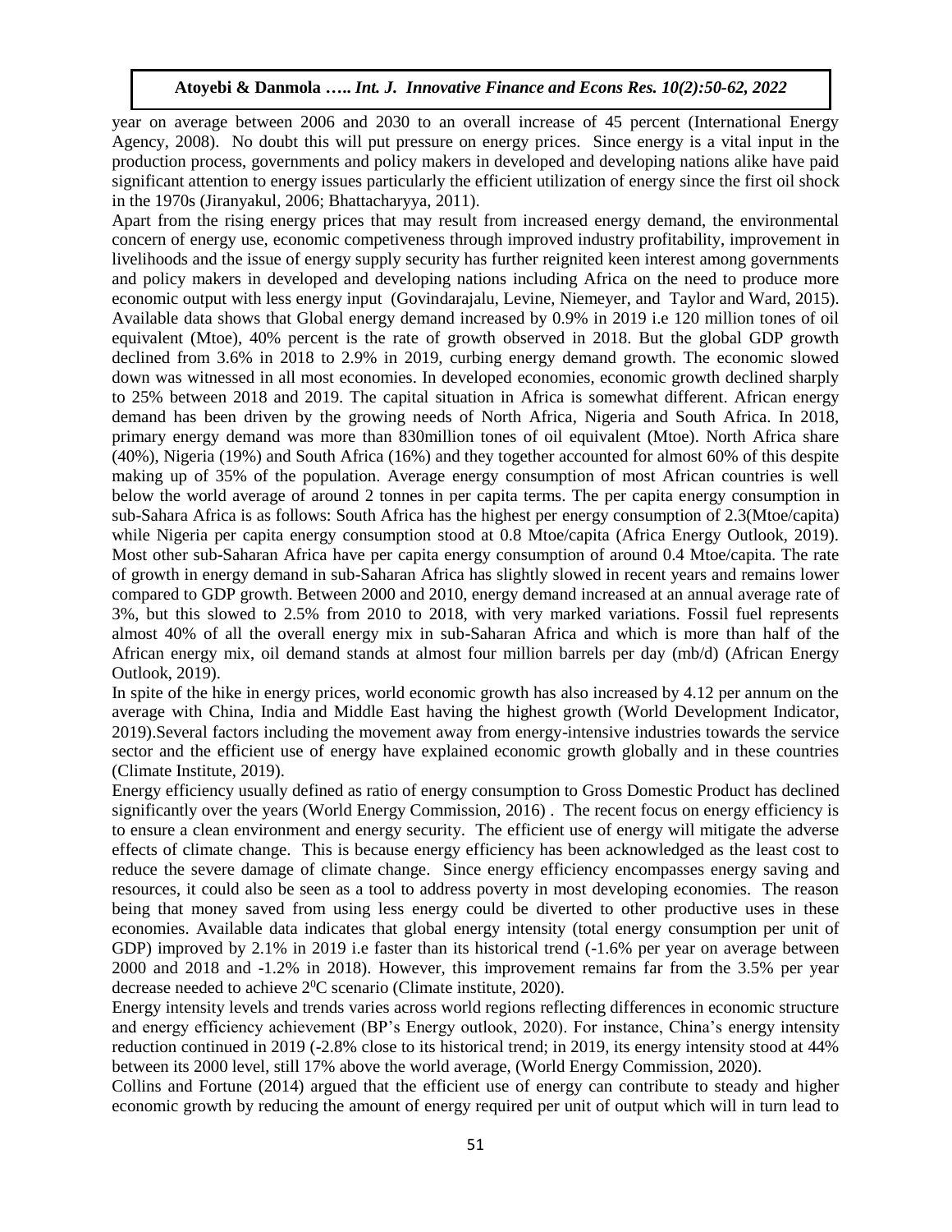year on average between 2006 and 2030 to an overall increase of 45 percent (International Energy Agency, 2008). No doubt this will put pressure on energy prices. Since energy is a vital input in the production process, governments and policy makers in developed and developing nations alike have paid significant attention to energy issues particularly the efficient utilization of energy since the first oil shock in the 1970s (Jiranyakul, 2006; Bhattacharyya, 2011).

Apart from the rising energy prices that may result from increased energy demand, the environmental concern of energy use, economic competiveness through improved industry profitability, improvement in livelihoods and the issue of energy supply security has further reignited keen interest among governments and policy makers in developed and developing nations including Africa on the need to produce more economic output with less energy input (Govindarajalu, Levine, Niemeyer, and Taylor and Ward, 2015). Available data shows that Global energy demand increased by 0.9% in 2019 i.e 120 million tones of oil equivalent (Mtoe), 40% percent is the rate of growth observed in 2018. But the global GDP growth declined from 3.6% in 2018 to 2.9% in 2019, curbing energy demand growth. The economic slowed down was witnessed in all most economies. In developed economies, economic growth declined sharply to 25% between 2018 and 2019. The capital situation in Africa is somewhat different. African energy demand has been driven by the growing needs of North Africa, Nigeria and South Africa. In 2018, primary energy demand was more than 830million tones of oil equivalent (Mtoe). North Africa share (40%), Nigeria (19%) and South Africa (16%) and they together accounted for almost 60% of this despite making up of 35% of the population. Average energy consumption of most African countries is well below the world average of around 2 tonnes in per capita terms. The per capita energy consumption in sub-Sahara Africa is as follows: South Africa has the highest per energy consumption of 2.3(Mtoe/capita) while Nigeria per capita energy consumption stood at 0.8 Mtoe/capita (Africa Energy Outlook, 2019). Most other sub-Saharan Africa have per capita energy consumption of around 0.4 Mtoe/capita. The rate of growth in energy demand in sub-Saharan Africa has slightly slowed in recent years and remains lower compared to GDP growth. Between 2000 and 2010, energy demand increased at an annual average rate of 3%, but this slowed to 2.5% from 2010 to 2018, with very marked variations. Fossil fuel represents almost 40% of all the overall energy mix in sub-Saharan Africa and which is more than half of the African energy mix, oil demand stands at almost four million barrels per day (mb/d) (African Energy Outlook, 2019).

In spite of the hike in energy prices, world economic growth has also increased by 4.12 per annum on the average with China, India and Middle East having the highest growth (World Development Indicator, 2019).Several factors including the movement away from energy-intensive industries towards the service sector and the efficient use of energy have explained economic growth globally and in these countries (Climate Institute, 2019).

Energy efficiency usually defined as ratio of energy consumption to Gross Domestic Product has declined significantly over the years (World Energy Commission, 2016) . The recent focus on energy efficiency is to ensure a clean environment and energy security. The efficient use of energy will mitigate the adverse effects of climate change. This is because energy efficiency has been acknowledged as the least cost to reduce the severe damage of climate change. Since energy efficiency encompasses energy saving and resources, it could also be seen as a tool to address poverty in most developing economies. The reason being that money saved from using less energy could be diverted to other productive uses in these economies. Available data indicates that global energy intensity (total energy consumption per unit of GDP) improved by 2.1% in 2019 i.e faster than its historical trend (-1.6% per year on average between 2000 and 2018 and -1.2% in 2018). However, this improvement remains far from the 3.5% per year decrease needed to achieve $2^0$C scenario (Climate institute, 2020).

Energy intensity levels and trends varies across world regions reflecting differences in economic structure and energy efficiency achievement (BP's Energy outlook, 2020). For instance, China's energy intensity reduction continued in 2019 (-2.8% close to its historical trend; in 2019, its energy intensity stood at 44% between its 2000 level, still 17% above the world average, (World Energy Commission, 2020).

Collins and Fortune (2014) argued that the efficient use of energy can contribute to steady and higher economic growth by reducing the amount of energy required per unit of output which will in turn lead to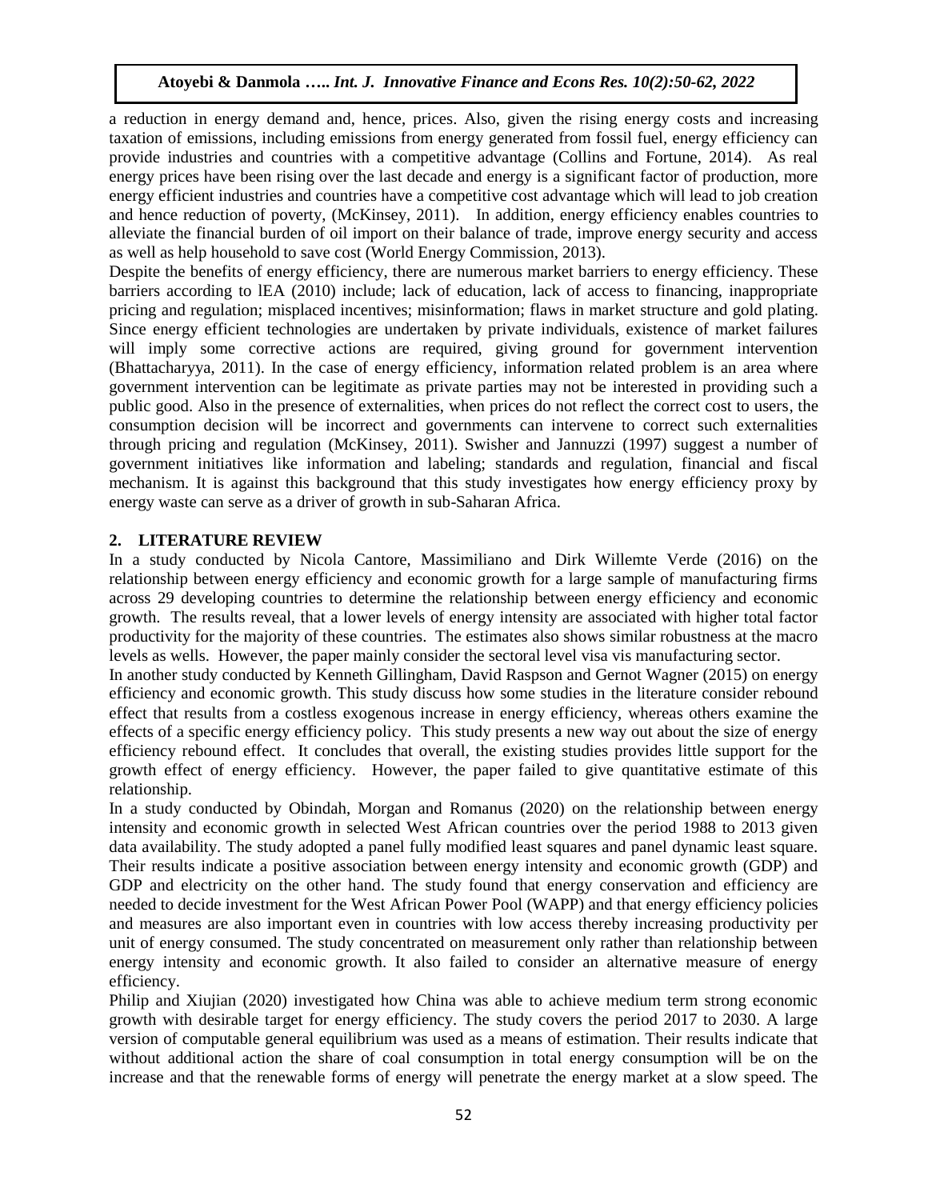a reduction in energy demand and, hence, prices. Also, given the rising energy costs and increasing taxation of emissions, including emissions from energy generated from fossil fuel, energy efficiency can provide industries and countries with a competitive advantage (Collins and Fortune, 2014). As real energy prices have been rising over the last decade and energy is a significant factor of production, more energy efficient industries and countries have a competitive cost advantage which will lead to job creation and hence reduction of poverty, (McKinsey, 2011). In addition, energy efficiency enables countries to alleviate the financial burden of oil import on their balance of trade, improve energy security and access as well as help household to save cost (World Energy Commission, 2013).

Despite the benefits of energy efficiency, there are numerous market barriers to energy efficiency. These barriers according to lEA (2010) include; lack of education, lack of access to financing, inappropriate pricing and regulation; misplaced incentives; misinformation; flaws in market structure and gold plating. Since energy efficient technologies are undertaken by private individuals, existence of market failures will imply some corrective actions are required, giving ground for government intervention (Bhattacharyya, 2011). In the case of energy efficiency, information related problem is an area where government intervention can be legitimate as private parties may not be interested in providing such a public good. Also in the presence of externalities, when prices do not reflect the correct cost to users, the consumption decision will be incorrect and governments can intervene to correct such externalities through pricing and regulation (McKinsey, 2011). Swisher and Jannuzzi (1997) suggest a number of government initiatives like information and labeling; standards and regulation, financial and fiscal mechanism. It is against this background that this study investigates how energy efficiency proxy by energy waste can serve as a driver of growth in sub-Saharan Africa.

## 2. LITERATURE REVIEW

In a study conducted by Nicola Cantore, Massimiliano and Dirk Willemte Verde (2016) on the relationship between energy efficiency and economic growth for a large sample of manufacturing firms across 29 developing countries to determine the relationship between energy efficiency and economic growth. The results reveal, that a lower levels of energy intensity are associated with higher total factor productivity for the majority of these countries. The estimates also shows similar robustness at the macro levels as wells. However, the paper mainly consider the sectoral level visa vis manufacturing sector.

In another study conducted by Kenneth Gillingham, David Raspson and Gernot Wagner (2015) on energy efficiency and economic growth. This study discuss how some studies in the literature consider rebound effect that results from a costless exogenous increase in energy efficiency, whereas others examine the effects of a specific energy efficiency policy. This study presents a new way out about the size of energy efficiency rebound effect. It concludes that overall, the existing studies provides little support for the growth effect of energy efficiency. However, the paper failed to give quantitative estimate of this relationship.

In a study conducted by Obindah, Morgan and Romanus (2020) on the relationship between energy intensity and economic growth in selected West African countries over the period 1988 to 2013 given data availability. The study adopted a panel fully modified least squares and panel dynamic least square. Their results indicate a positive association between energy intensity and economic growth (GDP) and GDP and electricity on the other hand. The study found that energy conservation and efficiency are needed to decide investment for the West African Power Pool (WAPP) and that energy efficiency policies and measures are also important even in countries with low access thereby increasing productivity per unit of energy consumed. The study concentrated on measurement only rather than relationship between energy intensity and economic growth. It also failed to consider an alternative measure of energy efficiency.

Philip and Xiujian (2020) investigated how China was able to achieve medium term strong economic growth with desirable target for energy efficiency. The study covers the period 2017 to 2030. A large version of computable general equilibrium was used as a means of estimation. Their results indicate that without additional action the share of coal consumption in total energy consumption will be on the increase and that the renewable forms of energy will penetrate the energy market at a slow speed. The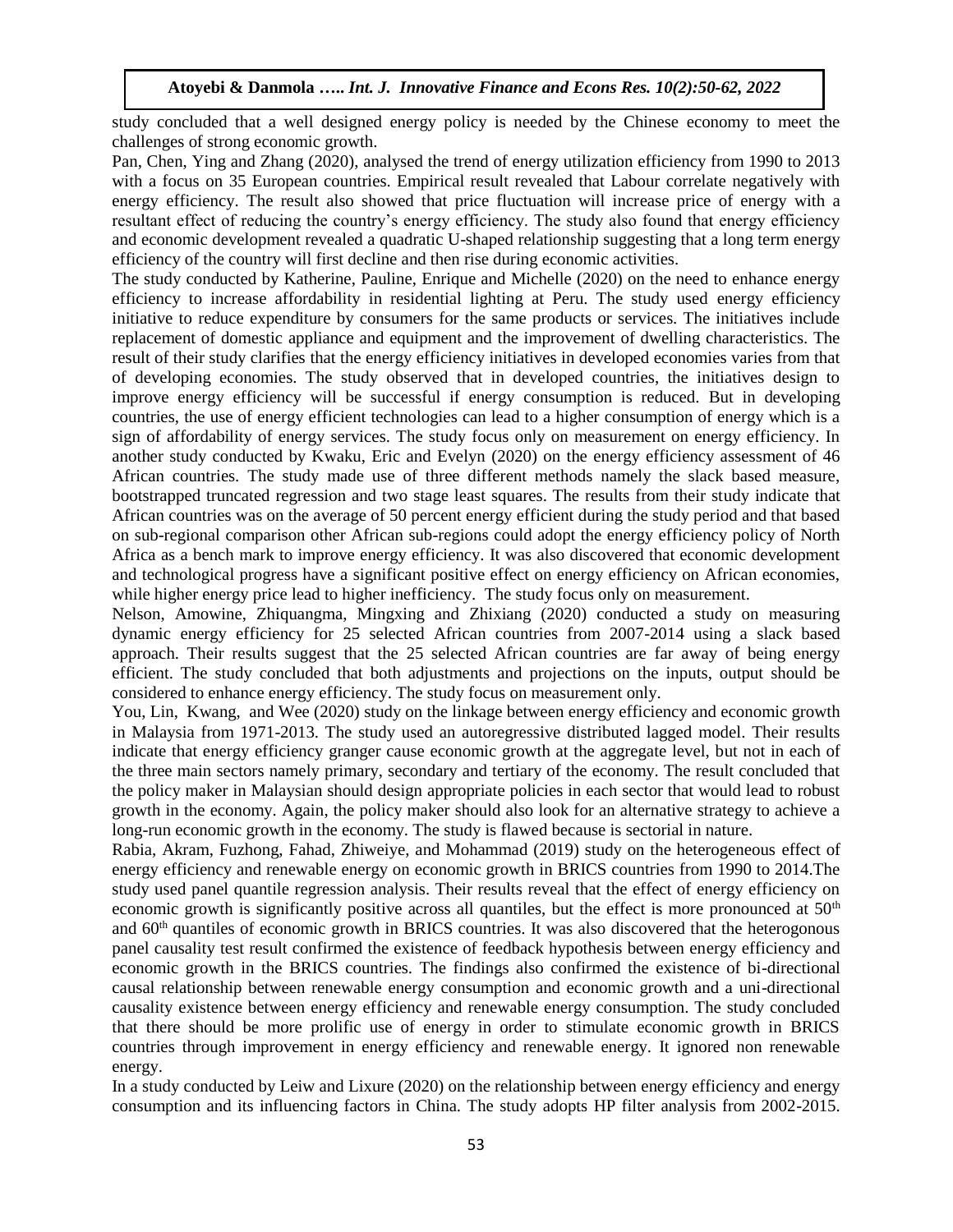study concluded that a well designed energy policy is needed by the Chinese economy to meet the challenges of strong economic growth.

Pan, Chen, Ying and Zhang (2020), analysed the trend of energy utilization efficiency from 1990 to 2013 with a focus on 35 European countries. Empirical result revealed that Labour correlate negatively with energy efficiency. The result also showed that price fluctuation will increase price of energy with a resultant effect of reducing the country's energy efficiency. The study also found that energy efficiency and economic development revealed a quadratic U-shaped relationship suggesting that a long term energy efficiency of the country will first decline and then rise during economic activities.

The study conducted by Katherine, Pauline, Enrique and Michelle (2020) on the need to enhance energy efficiency to increase affordability in residential lighting at Peru. The study used energy efficiency initiative to reduce expenditure by consumers for the same products or services. The initiatives include replacement of domestic appliance and equipment and the improvement of dwelling characteristics. The result of their study clarifies that the energy efficiency initiatives in developed economies varies from that of developing economies. The study observed that in developed countries, the initiatives design to improve energy efficiency will be successful if energy consumption is reduced. But in developing countries, the use of energy efficient technologies can lead to a higher consumption of energy which is a sign of affordability of energy services. The study focus only on measurement on energy efficiency. In another study conducted by Kwaku, Eric and Evelyn (2020) on the energy efficiency assessment of 46 African countries. The study made use of three different methods namely the slack based measure, bootstrapped truncated regression and two stage least squares. The results from their study indicate that African countries was on the average of 50 percent energy efficient during the study period and that based on sub-regional comparison other African sub-regions could adopt the energy efficiency policy of North Africa as a bench mark to improve energy efficiency. It was also discovered that economic development and technological progress have a significant positive effect on energy efficiency on African economies, while higher energy price lead to higher inefficiency. The study focus only on measurement.

Nelson, Amowine, Zhiquangma, Mingxing and Zhixiang (2020) conducted a study on measuring dynamic energy efficiency for 25 selected African countries from 2007-2014 using a slack based approach. Their results suggest that the 25 selected African countries are far away of being energy efficient. The study concluded that both adjustments and projections on the inputs, output should be considered to enhance energy efficiency. The study focus on measurement only.

You, Lin, Kwang, and Wee (2020) study on the linkage between energy efficiency and economic growth in Malaysia from 1971-2013. The study used an autoregressive distributed lagged model. Their results indicate that energy efficiency granger cause economic growth at the aggregate level, but not in each of the three main sectors namely primary, secondary and tertiary of the economy. The result concluded that the policy maker in Malaysian should design appropriate policies in each sector that would lead to robust growth in the economy. Again, the policy maker should also look for an alternative strategy to achieve a long-run economic growth in the economy. The study is flawed because is sectorial in nature.

Rabia, Akram, Fuzhong, Fahad, Zhiweiye, and Mohammad (2019) study on the heterogeneous effect of energy efficiency and renewable energy on economic growth in BRICS countries from 1990 to 2014.The study used panel quantile regression analysis. Their results reveal that the effect of energy efficiency on economic growth is significantly positive across all quantiles, but the effect is more pronounced at 50th and 60th quantiles of economic growth in BRICS countries. It was also discovered that the heterogonous panel causality test result confirmed the existence of feedback hypothesis between energy efficiency and economic growth in the BRICS countries. The findings also confirmed the existence of bi-directional causal relationship between renewable energy consumption and economic growth and a uni-directional causality existence between energy efficiency and renewable energy consumption. The study concluded that there should be more prolific use of energy in order to stimulate economic growth in BRICS countries through improvement in energy efficiency and renewable energy. It ignored non renewable energy.

In a study conducted by Leiw and Lixure (2020) on the relationship between energy efficiency and energy consumption and its influencing factors in China. The study adopts HP filter analysis from 2002-2015.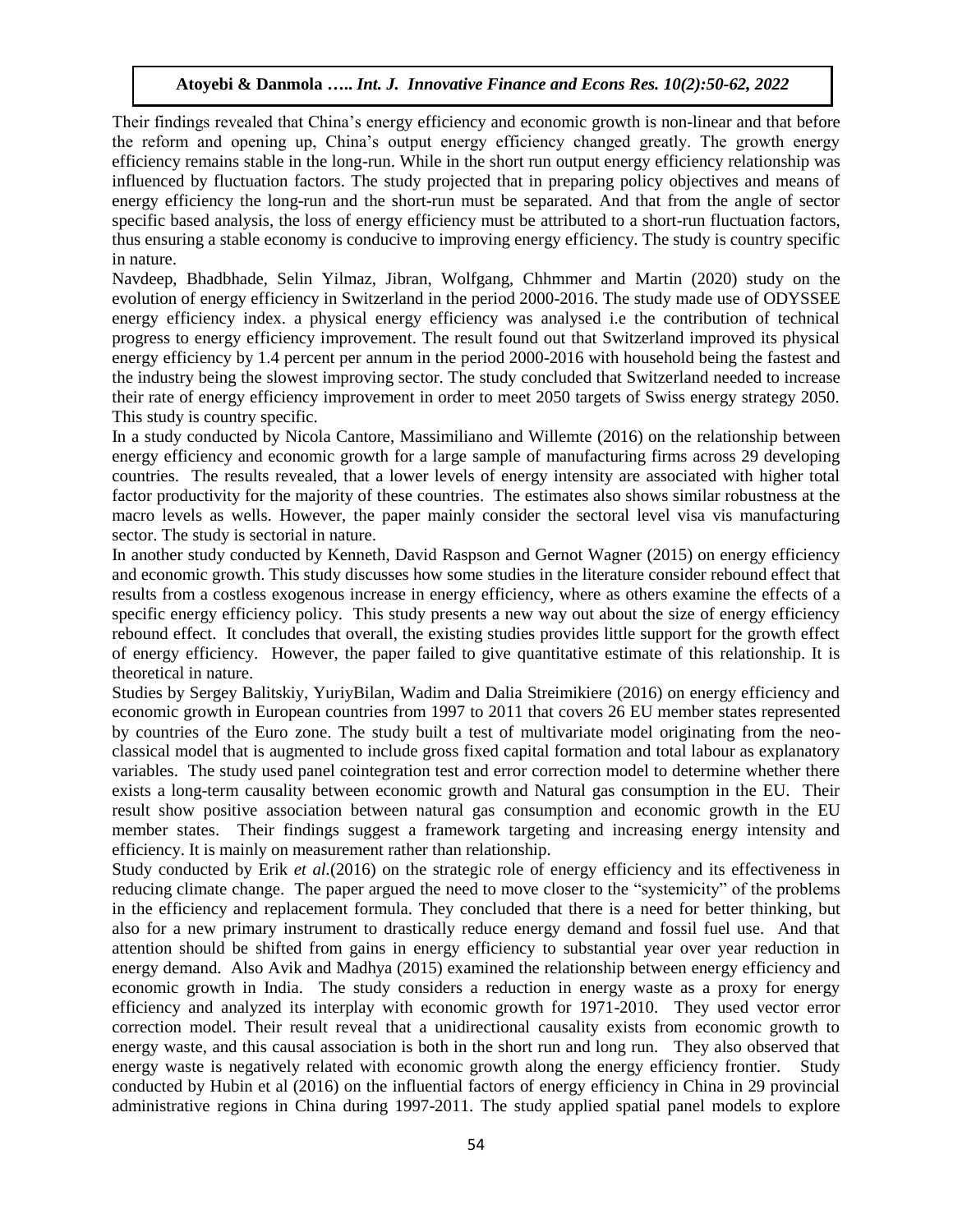Their findings revealed that China's energy efficiency and economic growth is non-linear and that before the reform and opening up, China's output energy efficiency changed greatly. The growth energy efficiency remains stable in the long-run. While in the short run output energy efficiency relationship was influenced by fluctuation factors. The study projected that in preparing policy objectives and means of energy efficiency the long-run and the short-run must be separated. And that from the angle of sector specific based analysis, the loss of energy efficiency must be attributed to a short-run fluctuation factors, thus ensuring a stable economy is conducive to improving energy efficiency. The study is country specific in nature.

Navdeep, Bhadbhade, Selin Yilmaz, Jibran, Wolfgang, Chhmmer and Martin (2020) study on the evolution of energy efficiency in Switzerland in the period 2000-2016. The study made use of ODYSSEE energy efficiency index. a physical energy efficiency was analysed i.e the contribution of technical progress to energy efficiency improvement. The result found out that Switzerland improved its physical energy efficiency by 1.4 percent per annum in the period 2000-2016 with household being the fastest and the industry being the slowest improving sector. The study concluded that Switzerland needed to increase their rate of energy efficiency improvement in order to meet 2050 targets of Swiss energy strategy 2050. This study is country specific.

In a study conducted by Nicola Cantore, Massimiliano and Willemte (2016) on the relationship between energy efficiency and economic growth for a large sample of manufacturing firms across 29 developing countries. The results revealed, that a lower levels of energy intensity are associated with higher total factor productivity for the majority of these countries. The estimates also shows similar robustness at the macro levels as wells. However, the paper mainly consider the sectoral level visa vis manufacturing sector. The study is sectorial in nature.

In another study conducted by Kenneth, David Raspson and Gernot Wagner (2015) on energy efficiency and economic growth. This study discusses how some studies in the literature consider rebound effect that results from a costless exogenous increase in energy efficiency, where as others examine the effects of a specific energy efficiency policy. This study presents a new way out about the size of energy efficiency rebound effect. It concludes that overall, the existing studies provides little support for the growth effect of energy efficiency. However, the paper failed to give quantitative estimate of this relationship. It is theoretical in nature.

Studies by Sergey Balitskiy, YuriyBilan, Wadim and Dalia Streimikiere (2016) on energy efficiency and economic growth in European countries from 1997 to 2011 that covers 26 EU member states represented by countries of the Euro zone. The study built a test of multivariate model originating from the neo-classical model that is augmented to include gross fixed capital formation and total labour as explanatory variables. The study used panel cointegration test and error correction model to determine whether there exists a long-term causality between economic growth and Natural gas consumption in the EU. Their result show positive association between natural gas consumption and economic growth in the EU member states. Their findings suggest a framework targeting and increasing energy intensity and efficiency. It is mainly on measurement rather than relationship.

Study conducted by Erik *et al.*(2016) on the strategic role of energy efficiency and its effectiveness in reducing climate change. The paper argued the need to move closer to the "systemicity" of the problems in the efficiency and replacement formula. They concluded that there is a need for better thinking, but also for a new primary instrument to drastically reduce energy demand and fossil fuel use. And that attention should be shifted from gains in energy efficiency to substantial year over year reduction in energy demand. Also Avik and Madhya (2015) examined the relationship between energy efficiency and economic growth in India. The study considers a reduction in energy waste as a proxy for energy efficiency and analyzed its interplay with economic growth for 1971-2010. They used vector error correction model. Their result reveal that a unidirectional causality exists from economic growth to energy waste, and this causal association is both in the short run and long run. They also observed that energy waste is negatively related with economic growth along the energy efficiency frontier. Study conducted by Hubin et al (2016) on the influential factors of energy efficiency in China in 29 provincial administrative regions in China during 1997-2011. The study applied spatial panel models to explore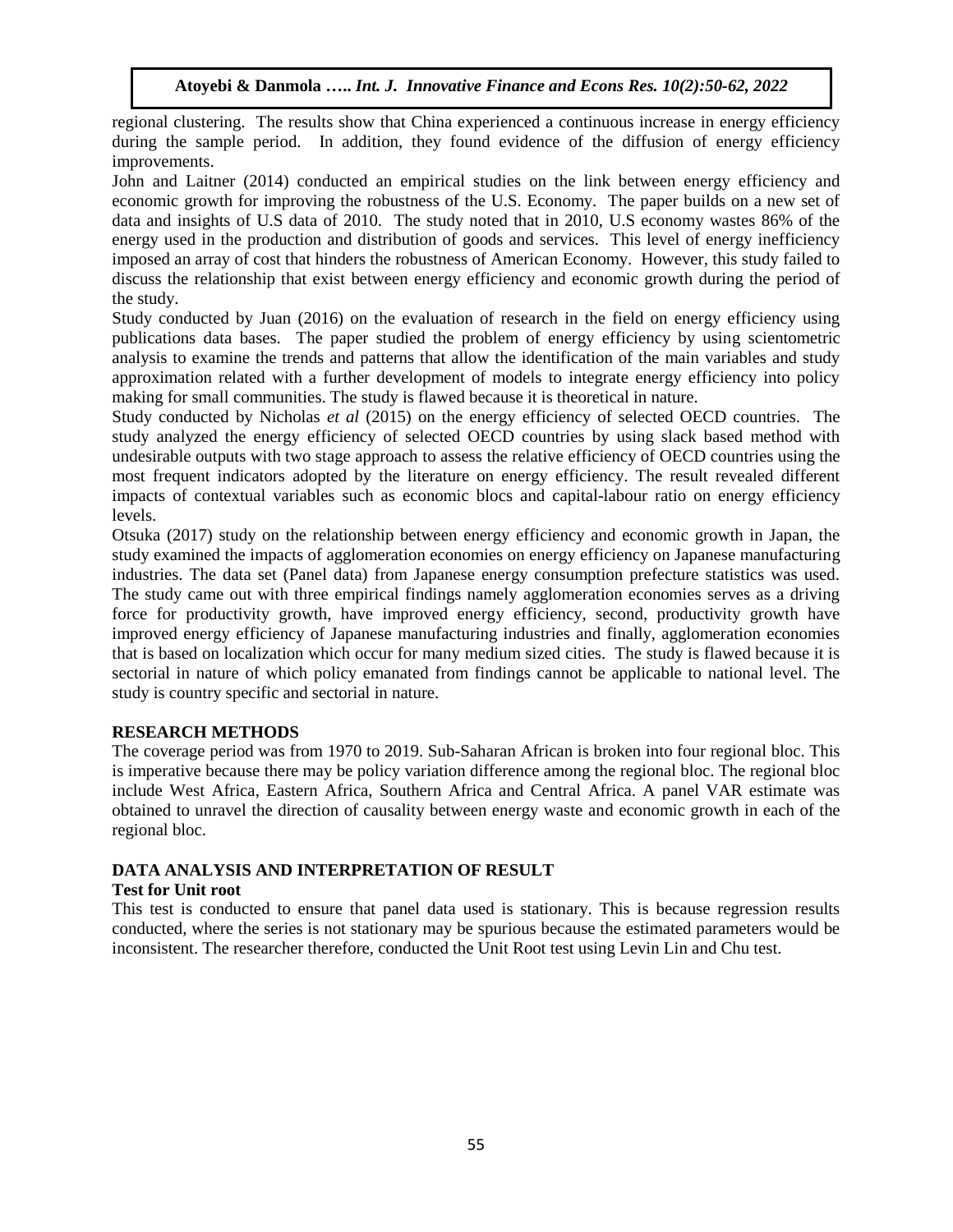regional clustering. The results show that China experienced a continuous increase in energy efficiency during the sample period. In addition, they found evidence of the diffusion of energy efficiency improvements.

John and Laitner (2014) conducted an empirical studies on the link between energy efficiency and economic growth for improving the robustness of the U.S. Economy. The paper builds on a new set of data and insights of U.S data of 2010. The study noted that in 2010, U.S economy wastes 86% of the energy used in the production and distribution of goods and services. This level of energy inefficiency imposed an array of cost that hinders the robustness of American Economy. However, this study failed to discuss the relationship that exist between energy efficiency and economic growth during the period of the study.

Study conducted by Juan (2016) on the evaluation of research in the field on energy efficiency using publications data bases. The paper studied the problem of energy efficiency by using scientometric analysis to examine the trends and patterns that allow the identification of the main variables and study approximation related with a further development of models to integrate energy efficiency into policy making for small communities. The study is flawed because it is theoretical in nature.

Study conducted by Nicholas *et al* (2015) on the energy efficiency of selected OECD countries. The study analyzed the energy efficiency of selected OECD countries by using slack based method with undesirable outputs with two stage approach to assess the relative efficiency of OECD countries using the most frequent indicators adopted by the literature on energy efficiency. The result revealed different impacts of contextual variables such as economic blocs and capital-labour ratio on energy efficiency levels.

Otsuka (2017) study on the relationship between energy efficiency and economic growth in Japan, the study examined the impacts of agglomeration economies on energy efficiency on Japanese manufacturing industries. The data set (Panel data) from Japanese energy consumption prefecture statistics was used. The study came out with three empirical findings namely agglomeration economies serves as a driving force for productivity growth, have improved energy efficiency, second, productivity growth have improved energy efficiency of Japanese manufacturing industries and finally, agglomeration economies that is based on localization which occur for many medium sized cities. The study is flawed because it is sectorial in nature of which policy emanated from findings cannot be applicable to national level. The study is country specific and sectorial in nature.

## RESEARCH METHODS

The coverage period was from 1970 to 2019. Sub-Saharan African is broken into four regional bloc. This is imperative because there may be policy variation difference among the regional bloc. The regional bloc include West Africa, Eastern Africa, Southern Africa and Central Africa. A panel VAR estimate was obtained to unravel the direction of causality between energy waste and economic growth in each of the regional bloc.

## DATA ANALYSIS AND INTERPRETATION OF RESULT

### Test for Unit root

This test is conducted to ensure that panel data used is stationary. This is because regression results conducted, where the series is not stationary may be spurious because the estimated parameters would be inconsistent. The researcher therefore, conducted the Unit Root test using Levin Lin and Chu test.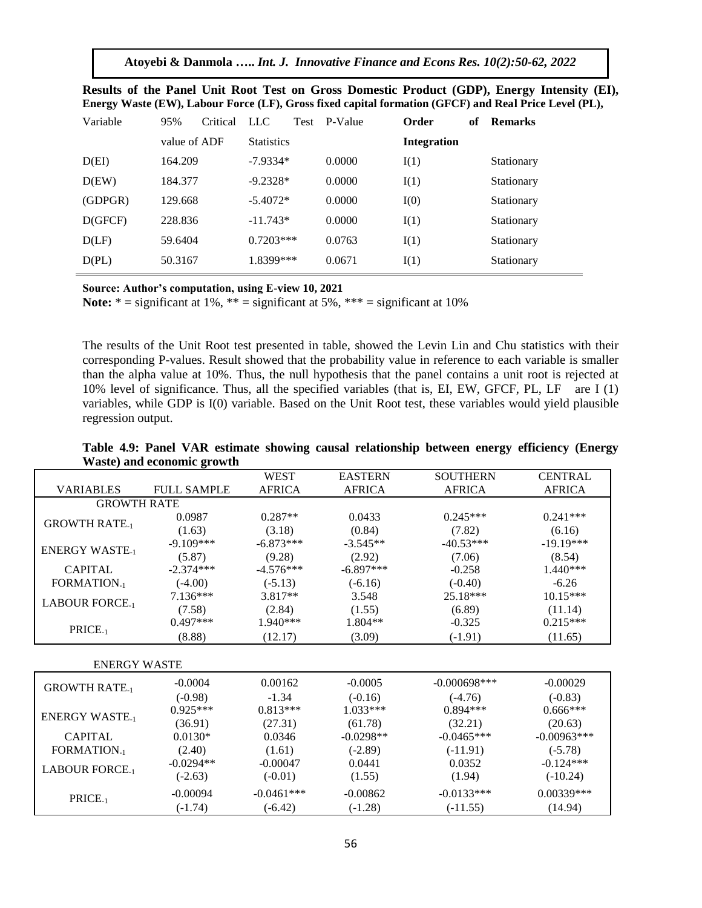**Results of the Panel Unit Root Test on Gross Domestic Product (GDP), Energy Intensity (EI), Energy Waste (EW), Labour Force (LF), Gross fixed capital formation (GFCF) and Real Price Level (PL),**

| Variable | 95% Critical value of ADF | LLC Test Statistics | P-Value | **Order of Integration** | **Remarks** |
|---|---|---|---|---|---|
| D(EI) | 164.209 | -7.9334* | 0.0000 | I(1) | Stationary |
| D(EW) | 184.377 | -9.2328* | 0.0000 | I(1) | Stationary |
| (GDPGR) | 129.668 | -5.4072* | 0.0000 | I(0) | Stationary |
| D(GFCF) | 228.836 | -11.743* | 0.0000 | I(1) | Stationary |
| D(LF) | 59.6404 | 0.7203*** | 0.0763 | I(1) | Stationary |
| D(PL) | 50.3167 | 1.8399*** | 0.0671 | I(1) | Stationary |

**Source: Author's computation, using E-view 10, 2021**
**Note:** * = significant at 1%, ** = significant at 5%, *** = significant at 10%

The results of the Unit Root test presented in table, showed the Levin Lin and Chu statistics with their corresponding P-values. Result showed that the probability value in reference to each variable is smaller than the alpha value at 10%. Thus, the null hypothesis that the panel contains a unit root is rejected at 10% level of significance. Thus, all the specified variables (that is, EI, EW, GFCF, PL, LF are I (1) variables, while GDP is I(0) variable. Based on the Unit Root test, these variables would yield plausible regression output.

**Table 4.9: Panel VAR estimate showing causal relationship between energy efficiency (Energy Waste) and economic growth**

| VARIABLES | FULL SAMPLE | WEST AFRICA | EASTERN AFRICA | SOUTHERN AFRICA | CENTRAL AFRICA |
|---|---|---|---|---|---|
| GROWTH RATE | | | | | |
| $GROWTH\ RATE_{-1}$ | 0.0987 | 0.287** | 0.0433 | 0.245*** | 0.241*** |
| | (1.63) | (3.18) | (0.84) | (7.82) | (6.16) |
| $ENERGY\ WASTE_{-1}$ | -9.109*** | -6.873*** | -3.545** | -40.53*** | -19.19*** |
| | (5.87) | (9.28) | (2.92) | (7.06) | (8.54) |
| CAPITAL $FORMATION_{-1}$ | -2.374*** | -4.576*** | -6.897*** | -0.258 | 1.440*** |
| | (-4.00) | (-5.13) | (-6.16) | (-0.40) | -6.26 |
| $LABOUR\ FORCE_{-1}$ | 7.136*** | 3.817** | 3.548 | 25.18*** | 10.15*** |
| | (7.58) | (2.84) | (1.55) | (6.89) | (11.14) |
| $PRICE_{-1}$ | 0.497*** | 1.940*** | 1.804** | -0.325 | 0.215*** |
| | (8.88) | (12.17) | (3.09) | (-1.91) | (11.65) |
| ENERGY WASTE | | | | | |
| $GROWTH\ RATE_{-1}$ | -0.0004 | 0.00162 | -0.0005 | -0.000698*** | -0.00029 |
| | (-0.98) | -1.34 | (-0.16) | (-4.76) | (-0.83) |
| $ENERGY\ WASTE_{-1}$ | 0.925*** | 0.813*** | 1.033*** | 0.894*** | 0.666*** |
| | (36.91) | (27.31) | (61.78) | (32.21) | (20.63) |
| CAPITAL $FORMATION_{-1}$ | 0.0130* | 0.0346 | -0.0298** | -0.0465*** | -0.00963*** |
| | (2.40) | (1.61) | (-2.89) | (-11.91) | (-5.78) |
| $LABOUR\ FORCE_{-1}$ | -0.0294** | -0.00047 | 0.0441 | 0.0352 | -0.124*** |
| | (-2.63) | (-0.01) | (1.55) | (1.94) | (-10.24) |
| $PRICE_{-1}$ | -0.00094 | -0.0461*** | -0.00862 | -0.0133*** | 0.00339*** |
| | (-1.74) | (-6.42) | (-1.28) | (-11.55) | (14.94) |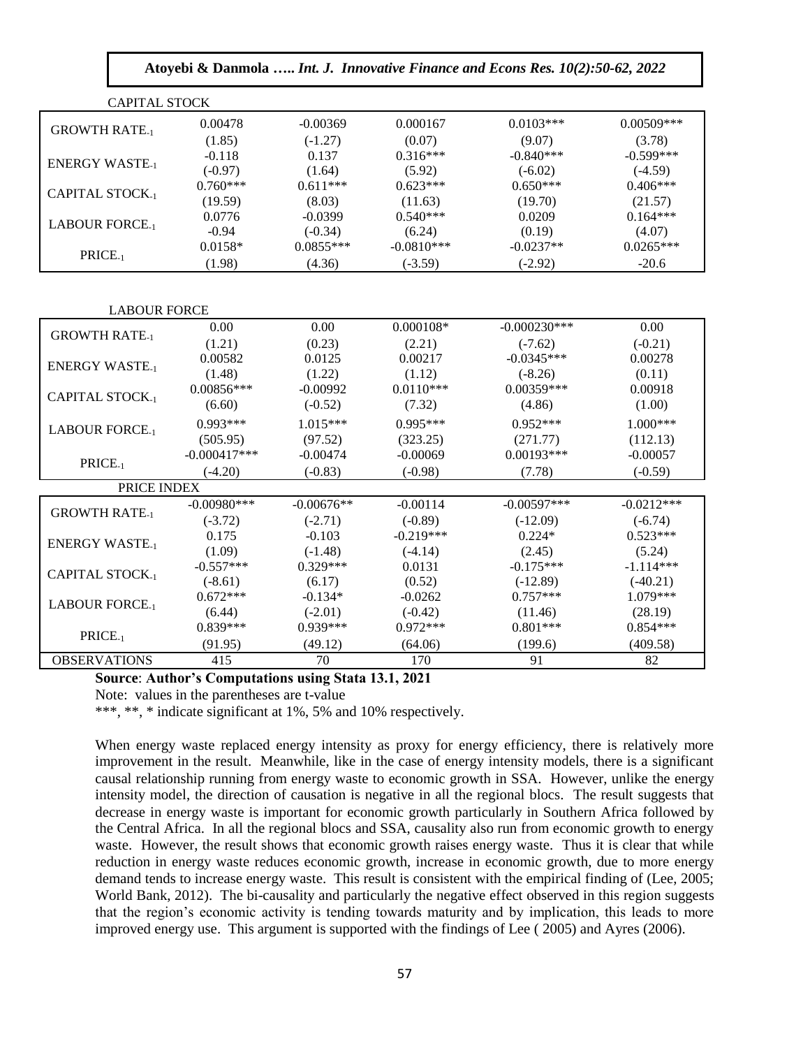| CAPITAL STOCK | | | | | |
|---|---|---|---|---|---|
| GROWTH RATE$_{-1}$ | 0.00478 | -0.00369 | 0.000167 | 0.0103*** | 0.00509*** |
| | (1.85) | (-1.27) | (0.07) | (9.07) | (3.78) |
| ENERGY WASTE$_{-1}$ | -0.118 | 0.137 | 0.316*** | -0.840*** | -0.599*** |
| | (-0.97) | (1.64) | (5.92) | (-6.02) | (-4.59) |
| CAPITAL STOCK$_{-1}$ | 0.760*** | 0.611*** | 0.623*** | 0.650*** | 0.406*** |
| | (19.59) | (8.03) | (11.63) | (19.70) | (21.57) |
| LABOUR FORCE$_{-1}$ | 0.0776 | -0.0399 | 0.540*** | 0.0209 | 0.164*** |
| | -0.94 | (-0.34) | (6.24) | (0.19) | (4.07) |
| PRICE$_{-1}$ | 0.0158* | 0.0855*** | -0.0810*** | -0.0237** | 0.0265*** |
| | (1.98) | (4.36) | (-3.59) | (-2.92) | -20.6 |
| **LABOUR FORCE** | | | | | |
| GROWTH RATE$_{-1}$ | 0.00 | 0.00 | 0.000108* | -0.000230*** | 0.00 |
| | (1.21) | (0.23) | (2.21) | (-7.62) | (-0.21) |
| ENERGY WASTE$_{-1}$ | 0.00582 | 0.0125 | 0.00217 | -0.0345*** | 0.00278 |
| | (1.48) | (1.22) | (1.12) | (-8.26) | (0.11) |
| CAPITAL STOCK$_{-1}$ | 0.00856*** | -0.00992 | 0.0110*** | 0.00359*** | 0.00918 |
| | (6.60) | (-0.52) | (7.32) | (4.86) | (1.00) |
| LABOUR FORCE$_{-1}$ | 0.993*** | 1.015*** | 0.995*** | 0.952*** | 1.000*** |
| | (505.95) | (97.52) | (323.25) | (271.77) | (112.13) |
| PRICE$_{-1}$ | -0.000417*** | -0.00474 | -0.00069 | 0.00193*** | -0.00057 |
| | (-4.20) | (-0.83) | (-0.98) | (7.78) | (-0.59) |
| **PRICE INDEX** | | | | | |
| GROWTH RATE$_{-1}$ | -0.00980*** | -0.00676** | -0.00114 | -0.00597*** | -0.0212*** |
| | (-3.72) | (-2.71) | (-0.89) | (-12.09) | (-6.74) |
| ENERGY WASTE$_{-1}$ | 0.175 | -0.103 | -0.219*** | 0.224* | 0.523*** |
| | (1.09) | (-1.48) | (-4.14) | (2.45) | (5.24) |
| CAPITAL STOCK$_{-1}$ | -0.557*** | 0.329*** | 0.0131 | -0.175*** | -1.114*** |
| | (-8.61) | (6.17) | (0.52) | (-12.89) | (-40.21) |
| LABOUR FORCE$_{-1}$ | 0.672*** | -0.134* | -0.0262 | 0.757*** | 1.079*** |
| | (6.44) | (-2.01) | (-0.42) | (11.46) | (28.19) |
| PRICE$_{-1}$ | 0.839*** | 0.939*** | 0.972*** | 0.801*** | 0.854*** |
| | (91.95) | (49.12) | (64.06) | (199.6) | (409.58) |
| OBSERVATIONS | 415 | 70 | 170 | 91 | 82 |

**Source**: **Author's Computations using Stata 13.1, 2021**

Note: values in the parentheses are t-value

***, **, * indicate significant at 1%, 5% and 10% respectively.

When energy waste replaced energy intensity as proxy for energy efficiency, there is relatively more improvement in the result. Meanwhile, like in the case of energy intensity models, there is a significant causal relationship running from energy waste to economic growth in SSA. However, unlike the energy intensity model, the direction of causation is negative in all the regional blocs. The result suggests that decrease in energy waste is important for economic growth particularly in Southern Africa followed by the Central Africa. In all the regional blocs and SSA, causality also run from economic growth to energy waste. However, the result shows that economic growth raises energy waste. Thus it is clear that while reduction in energy waste reduces economic growth, increase in economic growth, due to more energy demand tends to increase energy waste. This result is consistent with the empirical finding of (Lee, 2005; World Bank, 2012). The bi-causality and particularly the negative effect observed in this region suggests that the region's economic activity is tending towards maturity and by implication, this leads to more improved energy use. This argument is supported with the findings of Lee ( 2005) and Ayres (2006).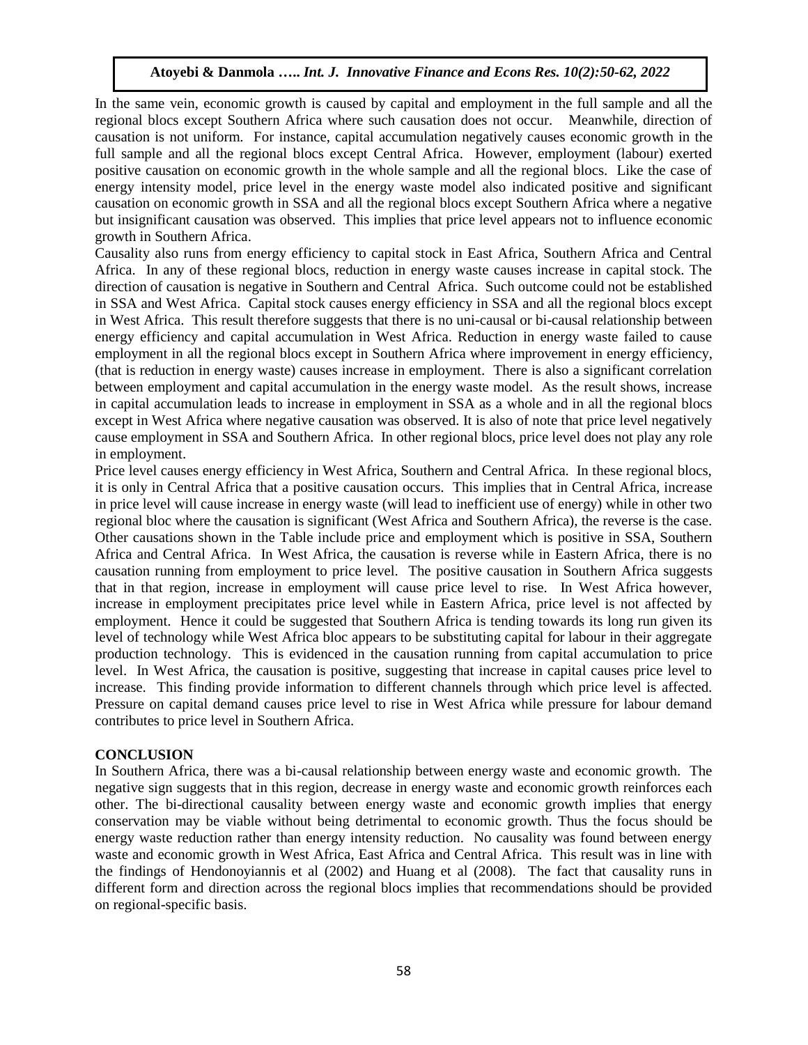In the same vein, economic growth is caused by capital and employment in the full sample and all the regional blocs except Southern Africa where such causation does not occur. Meanwhile, direction of causation is not uniform. For instance, capital accumulation negatively causes economic growth in the full sample and all the regional blocs except Central Africa. However, employment (labour) exerted positive causation on economic growth in the whole sample and all the regional blocs. Like the case of energy intensity model, price level in the energy waste model also indicated positive and significant causation on economic growth in SSA and all the regional blocs except Southern Africa where a negative but insignificant causation was observed. This implies that price level appears not to influence economic growth in Southern Africa.

Causality also runs from energy efficiency to capital stock in East Africa, Southern Africa and Central Africa. In any of these regional blocs, reduction in energy waste causes increase in capital stock. The direction of causation is negative in Southern and Central Africa. Such outcome could not be established in SSA and West Africa. Capital stock causes energy efficiency in SSA and all the regional blocs except in West Africa. This result therefore suggests that there is no uni-causal or bi-causal relationship between energy efficiency and capital accumulation in West Africa. Reduction in energy waste failed to cause employment in all the regional blocs except in Southern Africa where improvement in energy efficiency, (that is reduction in energy waste) causes increase in employment. There is also a significant correlation between employment and capital accumulation in the energy waste model. As the result shows, increase in capital accumulation leads to increase in employment in SSA as a whole and in all the regional blocs except in West Africa where negative causation was observed. It is also of note that price level negatively cause employment in SSA and Southern Africa. In other regional blocs, price level does not play any role in employment.

Price level causes energy efficiency in West Africa, Southern and Central Africa. In these regional blocs, it is only in Central Africa that a positive causation occurs. This implies that in Central Africa, increase in price level will cause increase in energy waste (will lead to inefficient use of energy) while in other two regional bloc where the causation is significant (West Africa and Southern Africa), the reverse is the case. Other causations shown in the Table include price and employment which is positive in SSA, Southern Africa and Central Africa. In West Africa, the causation is reverse while in Eastern Africa, there is no causation running from employment to price level. The positive causation in Southern Africa suggests that in that region, increase in employment will cause price level to rise. In West Africa however, increase in employment precipitates price level while in Eastern Africa, price level is not affected by employment. Hence it could be suggested that Southern Africa is tending towards its long run given its level of technology while West Africa bloc appears to be substituting capital for labour in their aggregate production technology. This is evidenced in the causation running from capital accumulation to price level. In West Africa, the causation is positive, suggesting that increase in capital causes price level to increase. This finding provide information to different channels through which price level is affected. Pressure on capital demand causes price level to rise in West Africa while pressure for labour demand contributes to price level in Southern Africa.

## CONCLUSION

In Southern Africa, there was a bi-causal relationship between energy waste and economic growth. The negative sign suggests that in this region, decrease in energy waste and economic growth reinforces each other. The bi-directional causality between energy waste and economic growth implies that energy conservation may be viable without being detrimental to economic growth. Thus the focus should be energy waste reduction rather than energy intensity reduction. No causality was found between energy waste and economic growth in West Africa, East Africa and Central Africa. This result was in line with the findings of Hendonoyiannis et al (2002) and Huang et al (2008). The fact that causality runs in different form and direction across the regional blocs implies that recommendations should be provided on regional-specific basis.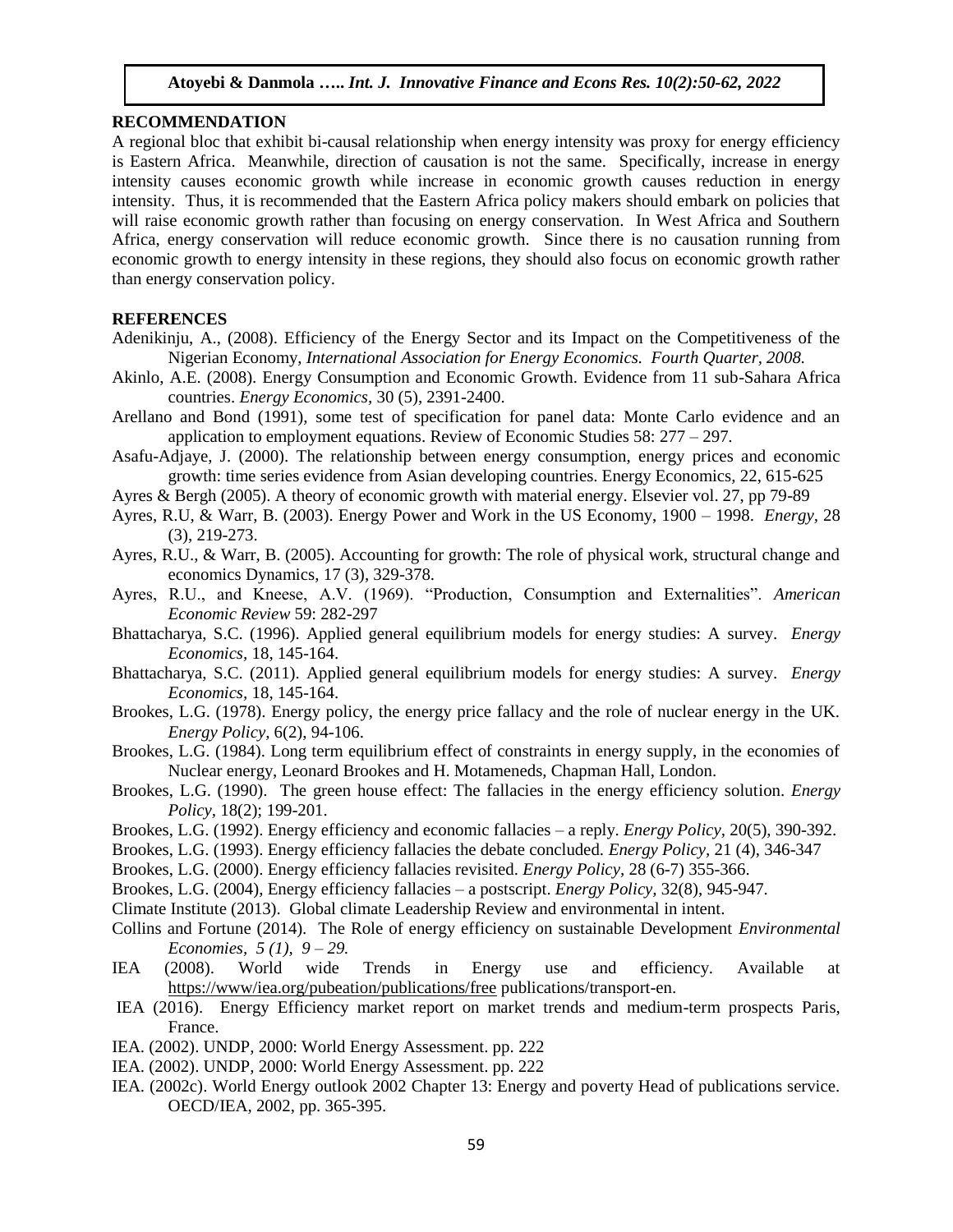## RECOMMENDATION

A regional bloc that exhibit bi-causal relationship when energy intensity was proxy for energy efficiency is Eastern Africa. Meanwhile, direction of causation is not the same. Specifically, increase in energy intensity causes economic growth while increase in economic growth causes reduction in energy intensity. Thus, it is recommended that the Eastern Africa policy makers should embark on policies that will raise economic growth rather than focusing on energy conservation. In West Africa and Southern Africa, energy conservation will reduce economic growth. Since there is no causation running from economic growth to energy intensity in these regions, they should also focus on economic growth rather than energy conservation policy.

## REFERENCES

Adenikinju, A., (2008). Efficiency of the Energy Sector and its Impact on the Competitiveness of the Nigerian Economy, *International Association for Energy Economics. Fourth Quarter, 2008.*

Akinlo, A.E. (2008). Energy Consumption and Economic Growth. Evidence from 11 sub-Sahara Africa countries. *Energy Economics*, 30 (5), 2391-2400.

Arellano and Bond (1991), some test of specification for panel data: Monte Carlo evidence and an application to employment equations. Review of Economic Studies 58: 277 – 297.

Asafu-Adjaye, J. (2000). The relationship between energy consumption, energy prices and economic growth: time series evidence from Asian developing countries. Energy Economics, 22, 615-625

Ayres & Bergh (2005). A theory of economic growth with material energy. Elsevier vol. 27, pp 79-89

Ayres, R.U, & Warr, B. (2003). Energy Power and Work in the US Economy, 1900 – 1998. *Energy*, 28 (3), 219-273.

Ayres, R.U., & Warr, B. (2005). Accounting for growth: The role of physical work, structural change and economics Dynamics, 17 (3), 329-378.

Ayres, R.U., and Kneese, A.V. (1969). "Production, Consumption and Externalities". *American Economic Review* 59: 282-297

Bhattacharya, S.C. (1996). Applied general equilibrium models for energy studies: A survey. *Energy Economics*, 18, 145-164.

Bhattacharya, S.C. (2011). Applied general equilibrium models for energy studies: A survey. *Energy Economics*, 18, 145-164.

Brookes, L.G. (1978). Energy policy, the energy price fallacy and the role of nuclear energy in the UK. *Energy Policy,* 6(2), 94-106.

Brookes, L.G. (1984). Long term equilibrium effect of constraints in energy supply, in the economies of Nuclear energy, Leonard Brookes and H. Motameneds, Chapman Hall, London.

Brookes, L.G. (1990). The green house effect: The fallacies in the energy efficiency solution. *Energy Policy,* 18(2); 199-201.

Brookes, L.G. (1992). Energy efficiency and economic fallacies – a reply. *Energy Policy*, 20(5), 390-392.

Brookes, L.G. (1993). Energy efficiency fallacies the debate concluded. *Energy Policy,* 21 (4), 346-347

Brookes, L.G. (2000). Energy efficiency fallacies revisited. *Energy Policy*, 28 (6-7) 355-366.

Brookes, L.G. (2004), Energy efficiency fallacies – a postscript. *Energy Policy*, 32(8), 945-947.

Climate Institute (2013). Global climate Leadership Review and environmental in intent.

Collins and Fortune (2014). The Role of energy efficiency on sustainable Development *Environmental Economies, 5 (1), 9 – 29.*

IEA (2008). World wide Trends in Energy use and efficiency. Available at https://www/iea.org/pubeation/publications/free publications/transport-en.

IEA (2016). Energy Efficiency market report on market trends and medium-term prospects Paris, France.

IEA. (2002). UNDP, 2000: World Energy Assessment. pp. 222

IEA. (2002). UNDP, 2000: World Energy Assessment. pp. 222

IEA. (2002c). World Energy outlook 2002 Chapter 13: Energy and poverty Head of publications service. OECD/IEA, 2002, pp. 365-395.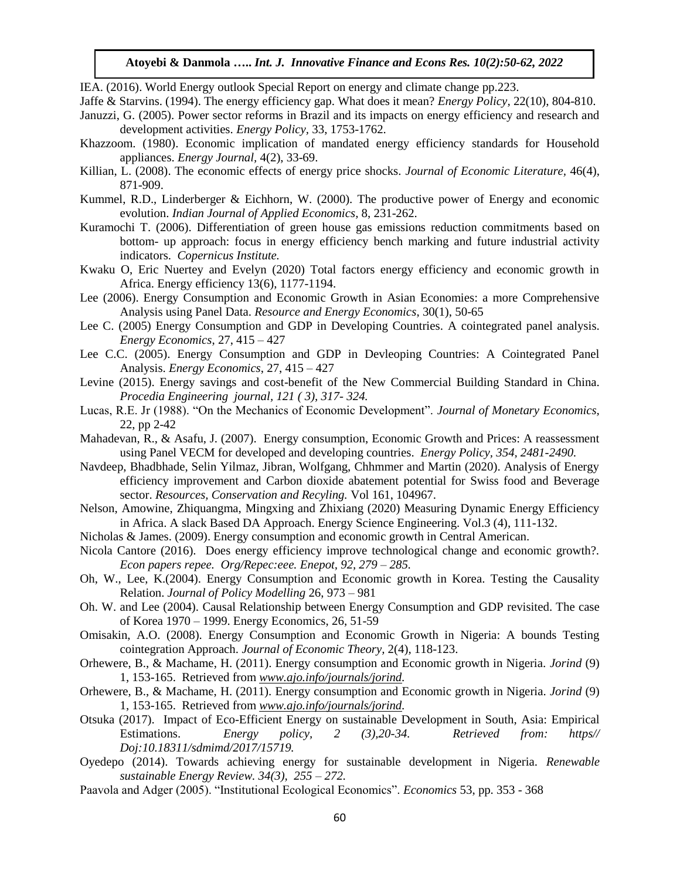IEA. (2016). World Energy outlook Special Report on energy and climate change pp.223.

Jaffe & Starvins. (1994). The energy efficiency gap. What does it mean? *Energy Policy*, 22(10), 804-810.

Januzzi, G. (2005). Power sector reforms in Brazil and its impacts on energy efficiency and research and development activities. *Energy Policy*, 33, 1753-1762.

Khazzoom. (1980). Economic implication of mandated energy efficiency standards for Household appliances. *Energy Journal*, 4(2), 33-69.

Killian, L. (2008). The economic effects of energy price shocks. *Journal of Economic Literature*, 46(4), 871-909.

Kummel, R.D., Linderberger & Eichhorn, W. (2000). The productive power of Energy and economic evolution. *Indian Journal of Applied Economics*, 8, 231-262.

Kuramochi T. (2006). Differentiation of green house gas emissions reduction commitments based on bottom- up approach: focus in energy efficiency bench marking and future industrial activity indicators. *Copernicus Institute.*

Kwaku O, Eric Nuertey and Evelyn (2020) Total factors energy efficiency and economic growth in Africa. Energy efficiency 13(6), 1177-1194.

Lee (2006). Energy Consumption and Economic Growth in Asian Economies: a more Comprehensive Analysis using Panel Data. *Resource and Energy Economics*, 30(1), 50-65

Lee C. (2005) Energy Consumption and GDP in Developing Countries. A cointegrated panel analysis. *Energy Economics*, 27, 415 – 427

Lee C.C. (2005). Energy Consumption and GDP in Devleoping Countries: A Cointegrated Panel Analysis. *Energy Economics*, 27, 415 – 427

Levine (2015). Energy savings and cost-benefit of the New Commercial Building Standard in China. *Procedia Engineering journal, 121 ( 3), 317- 324.*

Lucas, R.E. Jr (1988). "On the Mechanics of Economic Development". *Journal of Monetary Economics,* 22, pp 2-42

Mahadevan, R., & Asafu, J. (2007). Energy consumption, Economic Growth and Prices: A reassessment using Panel VECM for developed and developing countries. *Energy Policy, 354, 2481-2490.*

Navdeep, Bhadbhade, Selin Yilmaz, Jibran, Wolfgang, Chhmmer and Martin (2020). Analysis of Energy efficiency improvement and Carbon dioxide abatement potential for Swiss food and Beverage sector. *Resources, Conservation and Recyling.* Vol 161, 104967.

Nelson, Amowine, Zhiquangma, Mingxing and Zhixiang (2020) Measuring Dynamic Energy Efficiency in Africa. A slack Based DA Approach. Energy Science Engineering. Vol.3 (4), 111-132.

Nicholas & James. (2009). Energy consumption and economic growth in Central American.

Nicola Cantore (2016). Does energy efficiency improve technological change and economic growth?. *Econ papers repee. Org/Repec:eee. Enepot, 92, 279 – 285.*

Oh, W., Lee, K.(2004). Energy Consumption and Economic growth in Korea. Testing the Causality Relation. *Journal of Policy Modelling* 26, 973 – 981

Oh. W. and Lee (2004). Causal Relationship between Energy Consumption and GDP revisited. The case of Korea 1970 – 1999. Energy Economics, 26, 51-59

Omisakin, A.O. (2008). Energy Consumption and Economic Growth in Nigeria: A bounds Testing cointegration Approach. *Journal of Economic Theory*, 2(4), 118-123.

Orhewere, B., & Machame, H. (2011). Energy consumption and Economic growth in Nigeria. *Jorind* (9) 1, 153-165. Retrieved from *www.ajo.info/journals/jorind.*

Orhewere, B., & Machame, H. (2011). Energy consumption and Economic growth in Nigeria. *Jorind* (9) 1, 153-165. Retrieved from *www.ajo.info/journals/jorind.*

Otsuka (2017). Impact of Eco-Efficient Energy on sustainable Development in South, Asia: Empirical Estimations. *Energy policy, 2 (3),20-34. Retrieved from: https// Doj:10.18311/sdmimd/2017/15719.*

Oyedepo (2014). Towards achieving energy for sustainable development in Nigeria. *Renewable sustainable Energy Review. 34(3), 255 – 272.*

Paavola and Adger (2005). "Institutional Ecological Economics". *Economics* 53, pp. 353 - 368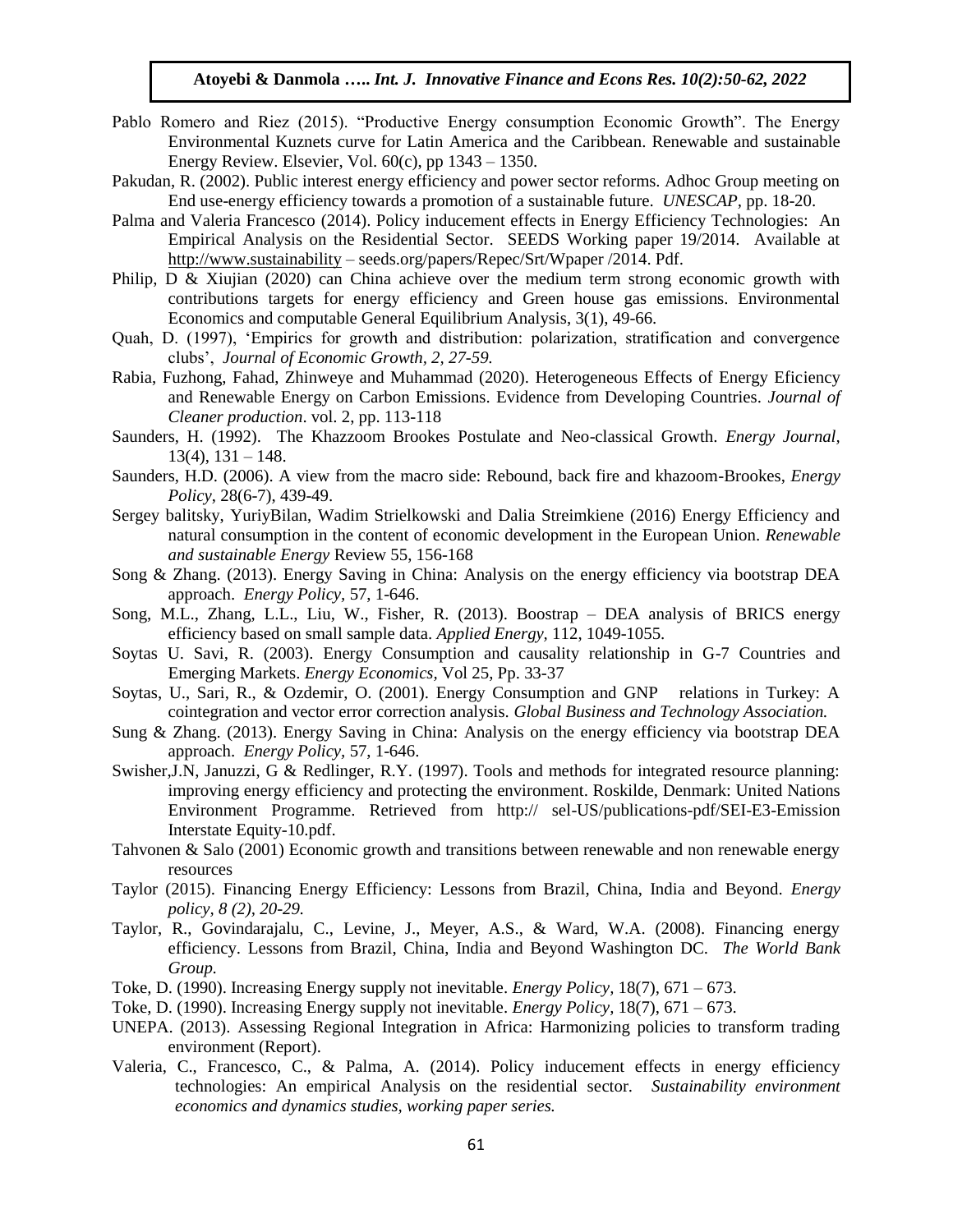Pablo Romero and Riez (2015). "Productive Energy consumption Economic Growth". The Energy Environmental Kuznets curve for Latin America and the Caribbean. Renewable and sustainable Energy Review. Elsevier, Vol. 60(c), pp 1343 – 1350.

Pakudan, R. (2002). Public interest energy efficiency and power sector reforms. Adhoc Group meeting on End use-energy efficiency towards a promotion of a sustainable future. *UNESCAP*, pp. 18-20.

Palma and Valeria Francesco (2014). Policy inducement effects in Energy Efficiency Technologies: An Empirical Analysis on the Residential Sector. SEEDS Working paper 19/2014. Available at http://www.sustainability – seeds.org/papers/Repec/Srt/Wpaper /2014. Pdf.

Philip, D & Xiujian (2020) can China achieve over the medium term strong economic growth with contributions targets for energy efficiency and Green house gas emissions. Environmental Economics and computable General Equilibrium Analysis, 3(1), 49-66.

Quah, D. (1997), 'Empirics for growth and distribution: polarization, stratification and convergence clubs', *Journal of Economic Growth, 2, 27-59.*

Rabia, Fuzhong, Fahad, Zhinweye and Muhammad (2020). Heterogeneous Effects of Energy Eficiency and Renewable Energy on Carbon Emissions. Evidence from Developing Countries. *Journal of Cleaner production*. vol. 2, pp. 113-118

Saunders, H. (1992). The Khazzoom Brookes Postulate and Neo-classical Growth. *Energy Journal,* 13(4), 131 – 148.

Saunders, H.D. (2006). A view from the macro side: Rebound, back fire and khazoom-Brookes, *Energy Policy*, 28(6-7), 439-49.

Sergey balitsky, YuriyBilan, Wadim Strielkowski and Dalia Streimkiene (2016) Energy Efficiency and natural consumption in the content of economic development in the European Union. *Renewable and sustainable Energy* Review 55, 156-168

Song & Zhang. (2013). Energy Saving in China: Analysis on the energy efficiency via bootstrap DEA approach. *Energy Policy*, 57, 1-646.

Song, M.L., Zhang, L.L., Liu, W., Fisher, R. (2013). Boostrap – DEA analysis of BRICS energy efficiency based on small sample data. *Applied Energy,* 112, 1049-1055.

Soytas U. Savi, R. (2003). Energy Consumption and causality relationship in G-7 Countries and Emerging Markets. *Energy Economics*, Vol 25, Pp. 33-37

Soytas, U., Sari, R., & Ozdemir, O. (2001). Energy Consumption and GNP relations in Turkey: A cointegration and vector error correction analysis. *Global Business and Technology Association.*

Sung & Zhang. (2013). Energy Saving in China: Analysis on the energy efficiency via bootstrap DEA approach. *Energy Policy*, 57, 1-646.

Swisher,J.N, Januzzi, G & Redlinger, R.Y. (1997). Tools and methods for integrated resource planning: improving energy efficiency and protecting the environment. Roskilde, Denmark: United Nations Environment Programme. Retrieved from http:// sel-US/publications-pdf/SEI-E3-Emission Interstate Equity-10.pdf.

Tahvonen & Salo (2001) Economic growth and transitions between renewable and non renewable energy resources

Taylor (2015). Financing Energy Efficiency: Lessons from Brazil, China, India and Beyond. *Energy policy, 8 (2), 20-29.*

Taylor, R., Govindarajalu, C., Levine, J., Meyer, A.S., & Ward, W.A. (2008). Financing energy efficiency. Lessons from Brazil, China, India and Beyond Washington DC. *The World Bank Group.*

Toke, D. (1990). Increasing Energy supply not inevitable. *Energy Policy,* 18(7), 671 – 673.

Toke, D. (1990). Increasing Energy supply not inevitable. *Energy Policy,* 18(7), 671 – 673.

UNEPA. (2013). Assessing Regional Integration in Africa: Harmonizing policies to transform trading environment (Report).

Valeria, C., Francesco, C., & Palma, A. (2014). Policy inducement effects in energy efficiency technologies: An empirical Analysis on the residential sector. *Sustainability environment economics and dynamics studies, working paper series.*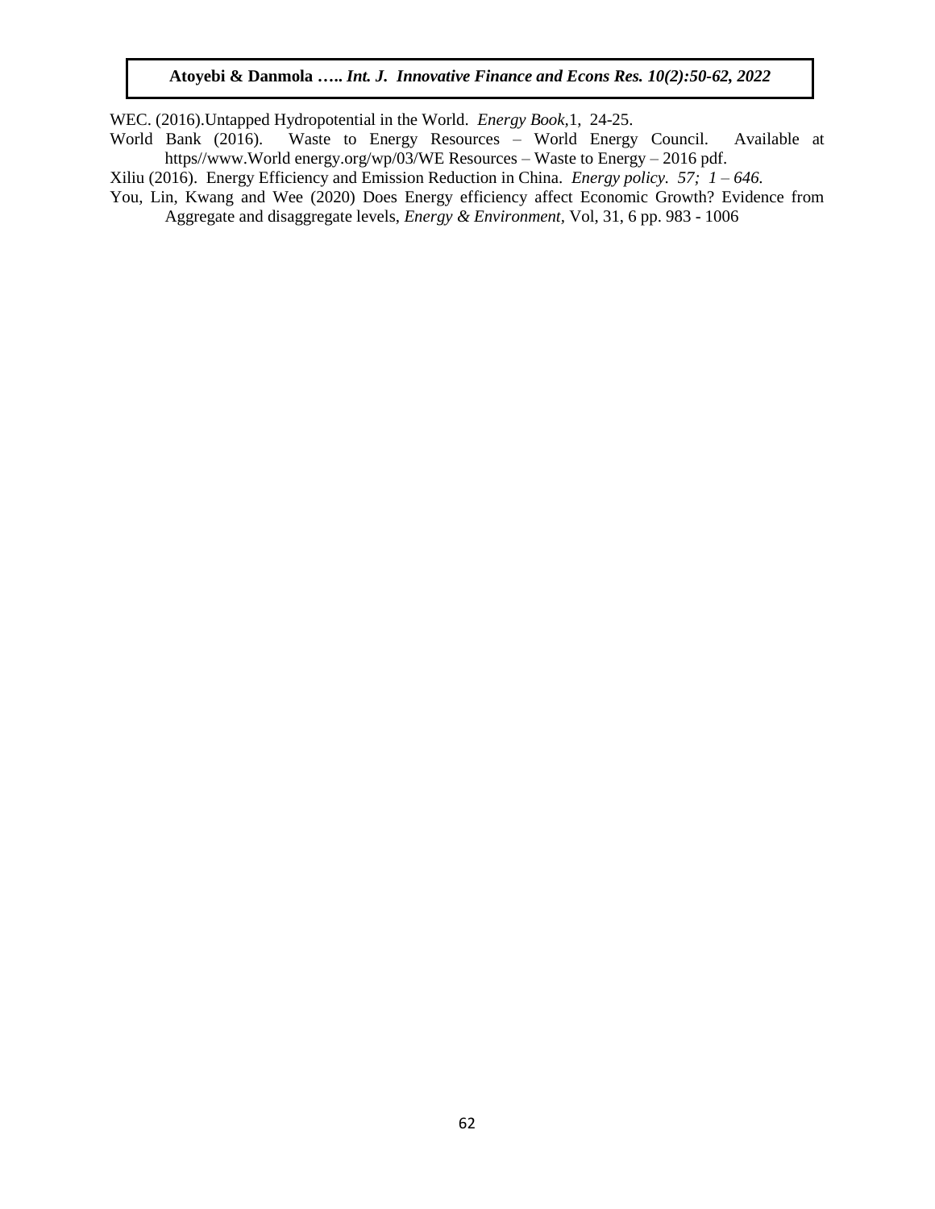WEC. (2016).Untapped Hydropotential in the World. *Energy Book*,1, 24-25.

World Bank (2016). Waste to Energy Resources – World Energy Council. Available at https//www.World energy.org/wp/03/WE Resources – Waste to Energy – 2016 pdf.

Xiliu (2016). Energy Efficiency and Emission Reduction in China. *Energy policy. 57; 1 – 646.*

You, Lin, Kwang and Wee (2020) Does Energy efficiency affect Economic Growth? Evidence from Aggregate and disaggregate levels, *Energy & Environment,* Vol, 31, 6 pp. 983 - 1006